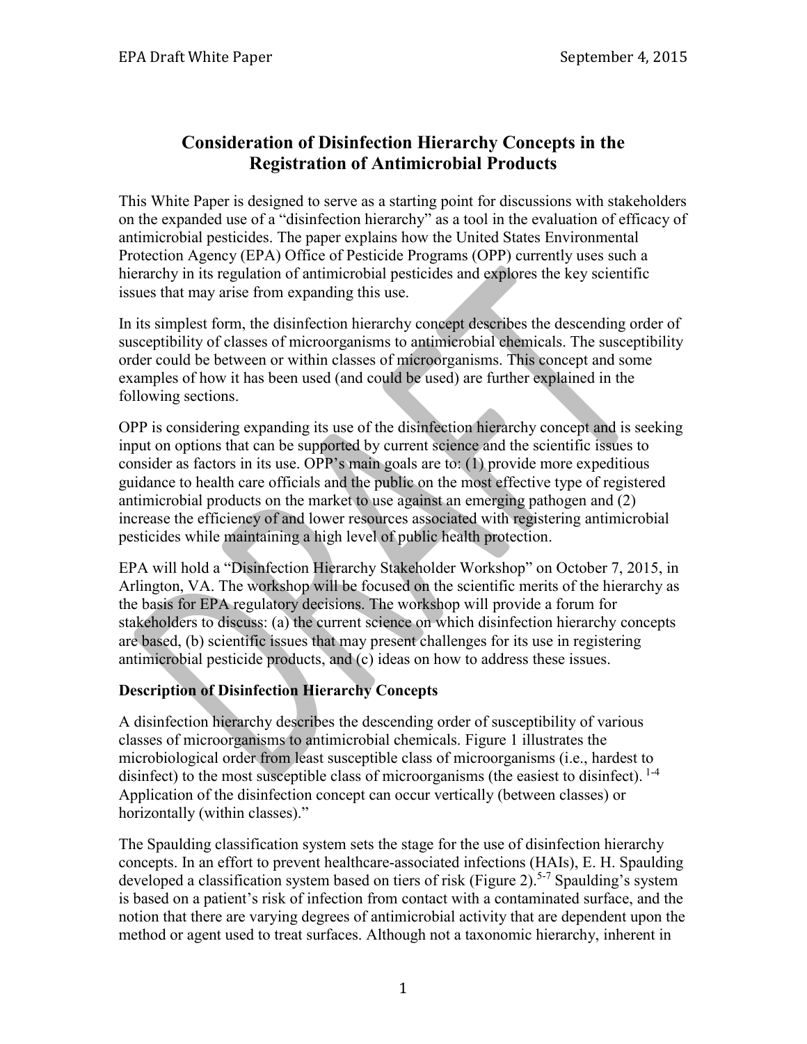# Consideration of Disinfection Hierarchy Concepts in the Registration of Antimicrobial Products

This White Paper is designed to serve as a starting point for discussions with stakeholders on the expanded use of a "disinfection hierarchy" as a tool in the evaluation of efficacy of antimicrobial pesticides. The paper explains how the United States Environmental Protection Agency (EPA) Office of Pesticide Programs (OPP) currently uses such a hierarchy in its regulation of antimicrobial pesticides and explores the key scientific issues that may arise from expanding this use.

In its simplest form, the disinfection hierarchy concept describes the descending order of susceptibility of classes of microorganisms to antimicrobial chemicals. The susceptibility order could be between or within classes of microorganisms. This concept and some examples of how it has been used (and could be used) are further explained in the following sections.

OPP is considering expanding its use of the disinfection hierarchy concept and is seeking input on options that can be supported by current science and the scientific issues to consider as factors in its use. OPP's main goals are to: (1) provide more expeditious guidance to health care officials and the public on the most effective type of registered antimicrobial products on the market to use against an emerging pathogen and (2) increase the efficiency of and lower resources associated with registering antimicrobial pesticides while maintaining a high level of public health protection.

EPA will hold a "Disinfection Hierarchy Stakeholder Workshop" on October 7, 2015, in Arlington, VA. The workshop will be focused on the scientific merits of the hierarchy as the basis for EPA regulatory decisions. The workshop will provide a forum for stakeholders to discuss: (a) the current science on which disinfection hierarchy concepts are based, (b) scientific issues that may present challenges for its use in registering antimicrobial pesticide products, and (c) ideas on how to address these issues.

## Description of Disinfection Hierarchy Concepts

A disinfection hierarchy describes the descending order of susceptibility of various classes of microorganisms to antimicrobial chemicals. Figure 1 illustrates the microbiological order from least susceptible class of microorganisms (i.e., hardest to disinfect) to the most susceptible class of microorganisms (the easiest to disinfect).[1-4] Application of the disinfection concept can occur vertically (between classes) or horizontally (within classes)."

The Spaulding classification system sets the stage for the use of disinfection hierarchy concepts. In an effort to prevent healthcare-associated infections (HAIs), E. H. Spaulding developed a classification system based on tiers of risk (Figure 2).[5-7] Spaulding's system is based on a patient's risk of infection from contact with a contaminated surface, and the notion that there are varying degrees of antimicrobial activity that are dependent upon the method or agent used to treat surfaces. Although not a taxonomic hierarchy, inherent in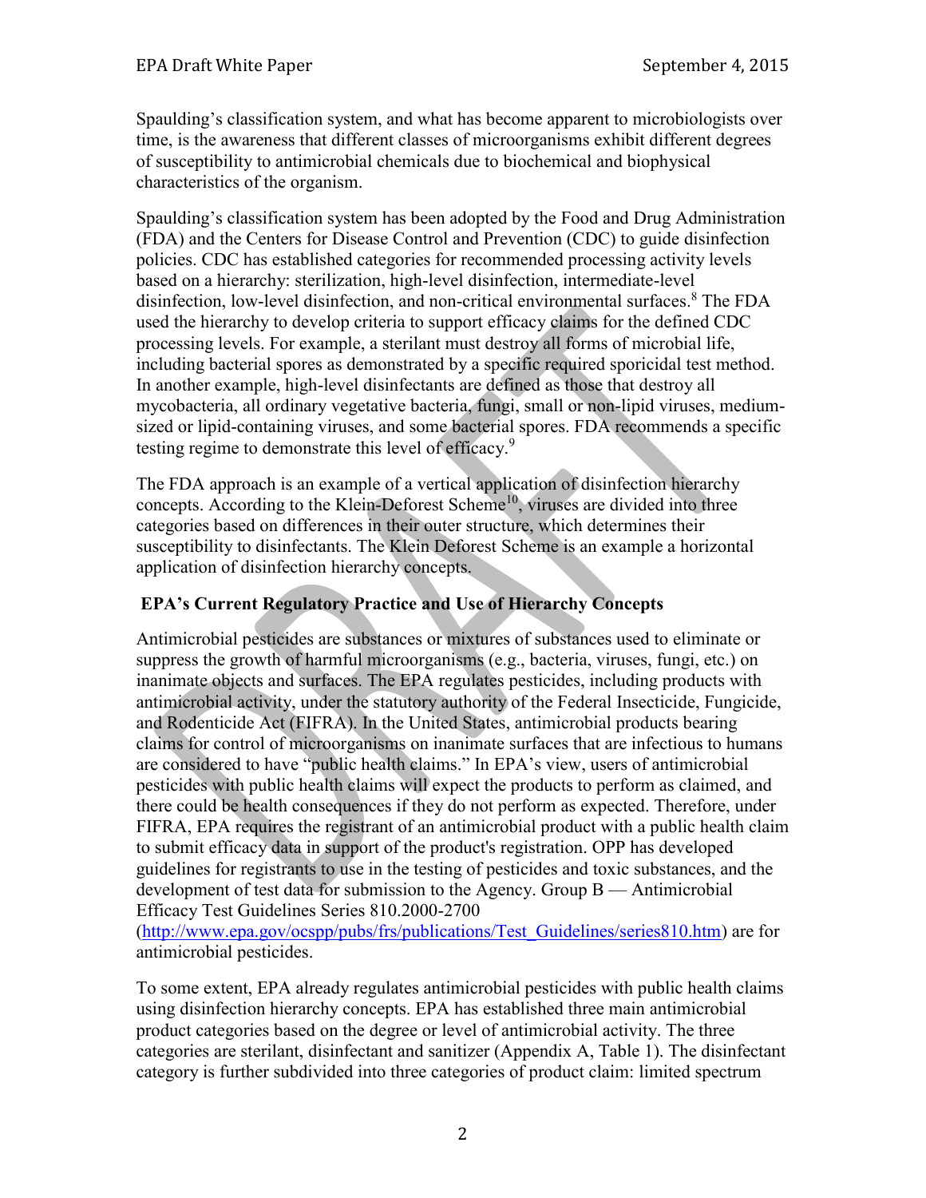Spaulding's classification system, and what has become apparent to microbiologists over time, is the awareness that different classes of microorganisms exhibit different degrees of susceptibility to antimicrobial chemicals due to biochemical and biophysical characteristics of the organism.

Spaulding's classification system has been adopted by the Food and Drug Administration (FDA) and the Centers for Disease Control and Prevention (CDC) to guide disinfection policies. CDC has established categories for recommended processing activity levels based on a hierarchy: sterilization, high-level disinfection, intermediate-level disinfection, low-level disinfection, and non-critical environmental surfaces.[8] The FDA used the hierarchy to develop criteria to support efficacy claims for the defined CDC processing levels. For example, a sterilant must destroy all forms of microbial life, including bacterial spores as demonstrated by a specific required sporicidal test method. In another example, high-level disinfectants are defined as those that destroy all mycobacteria, all ordinary vegetative bacteria, fungi, small or non-lipid viruses, medium-sized or lipid-containing viruses, and some bacterial spores. FDA recommends a specific testing regime to demonstrate this level of efficacy.[9]

The FDA approach is an example of a vertical application of disinfection hierarchy concepts. According to the Klein-Deforest Scheme[10], viruses are divided into three categories based on differences in their outer structure, which determines their susceptibility to disinfectants. The Klein Deforest Scheme is an example a horizontal application of disinfection hierarchy concepts.

## EPA's Current Regulatory Practice and Use of Hierarchy Concepts

Antimicrobial pesticides are substances or mixtures of substances used to eliminate or suppress the growth of harmful microorganisms (e.g., bacteria, viruses, fungi, etc.) on inanimate objects and surfaces. The EPA regulates pesticides, including products with antimicrobial activity, under the statutory authority of the Federal Insecticide, Fungicide, and Rodenticide Act (FIFRA). In the United States, antimicrobial products bearing claims for control of microorganisms on inanimate surfaces that are infectious to humans are considered to have "public health claims." In EPA's view, users of antimicrobial pesticides with public health claims will expect the products to perform as claimed, and there could be health consequences if they do not perform as expected. Therefore, under FIFRA, EPA requires the registrant of an antimicrobial product with a public health claim to submit efficacy data in support of the product's registration. OPP has developed guidelines for registrants to use in the testing of pesticides and toxic substances, and the development of test data for submission to the Agency. Group B — Antimicrobial Efficacy Test Guidelines Series 810.2000-2700 (http://www.epa.gov/ocspp/pubs/frs/publications/Test_Guidelines/series810.htm) are for antimicrobial pesticides.

To some extent, EPA already regulates antimicrobial pesticides with public health claims using disinfection hierarchy concepts. EPA has established three main antimicrobial product categories based on the degree or level of antimicrobial activity. The three categories are sterilant, disinfectant and sanitizer (Appendix A, Table 1). The disinfectant category is further subdivided into three categories of product claim: limited spectrum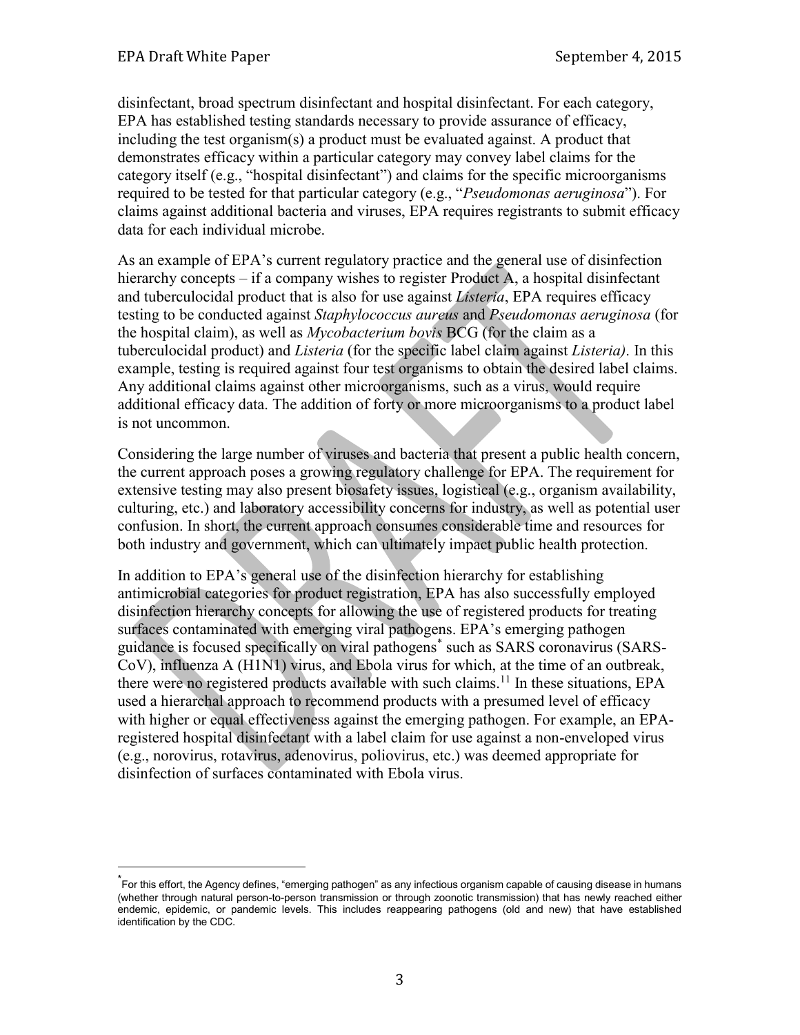disinfectant, broad spectrum disinfectant and hospital disinfectant. For each category, EPA has established testing standards necessary to provide assurance of efficacy, including the test organism(s) a product must be evaluated against. A product that demonstrates efficacy within a particular category may convey label claims for the category itself (e.g., "hospital disinfectant") and claims for the specific microorganisms required to be tested for that particular category (e.g., "*Pseudomonas aeruginosa*"). For claims against additional bacteria and viruses, EPA requires registrants to submit efficacy data for each individual microbe.

As an example of EPA's current regulatory practice and the general use of disinfection hierarchy concepts – if a company wishes to register Product A, a hospital disinfectant and tuberculocidal product that is also for use against *Listeria*, EPA requires efficacy testing to be conducted against *Staphylococcus aureus* and *Pseudomonas aeruginosa* (for the hospital claim), as well as *Mycobacterium bovis* BCG (for the claim as a tuberculocidal product) and *Listeria* (for the specific label claim against *Listeria)*. In this example, testing is required against four test organisms to obtain the desired label claims. Any additional claims against other microorganisms, such as a virus, would require additional efficacy data. The addition of forty or more microorganisms to a product label is not uncommon.

Considering the large number of viruses and bacteria that present a public health concern, the current approach poses a growing regulatory challenge for EPA. The requirement for extensive testing may also present biosafety issues, logistical (e.g., organism availability, culturing, etc.) and laboratory accessibility concerns for industry, as well as potential user confusion. In short, the current approach consumes considerable time and resources for both industry and government, which can ultimately impact public health protection.

In addition to EPA's general use of the disinfection hierarchy for establishing antimicrobial categories for product registration, EPA has also successfully employed disinfection hierarchy concepts for allowing the use of registered products for treating surfaces contaminated with emerging viral pathogens. EPA's emerging pathogen guidance is focused specifically on viral pathogens* such as SARS coronavirus (SARS-CoV), influenza A (H1N1) virus, and Ebola virus for which, at the time of an outbreak, there were no registered products available with such claims.[11] In these situations, EPA used a hierarchal approach to recommend products with a presumed level of efficacy with higher or equal effectiveness against the emerging pathogen. For example, an EPA-registered hospital disinfectant with a label claim for use against a non-enveloped virus (e.g., norovirus, rotavirus, adenovirus, poliovirus, etc.) was deemed appropriate for disinfection of surfaces contaminated with Ebola virus.

---

* For this effort, the Agency defines, "emerging pathogen" as any infectious organism capable of causing disease in humans (whether through natural person-to-person transmission or through zoonotic transmission) that has newly reached either endemic, epidemic, or pandemic levels. This includes reappearing pathogens (old and new) that have established identification by the CDC.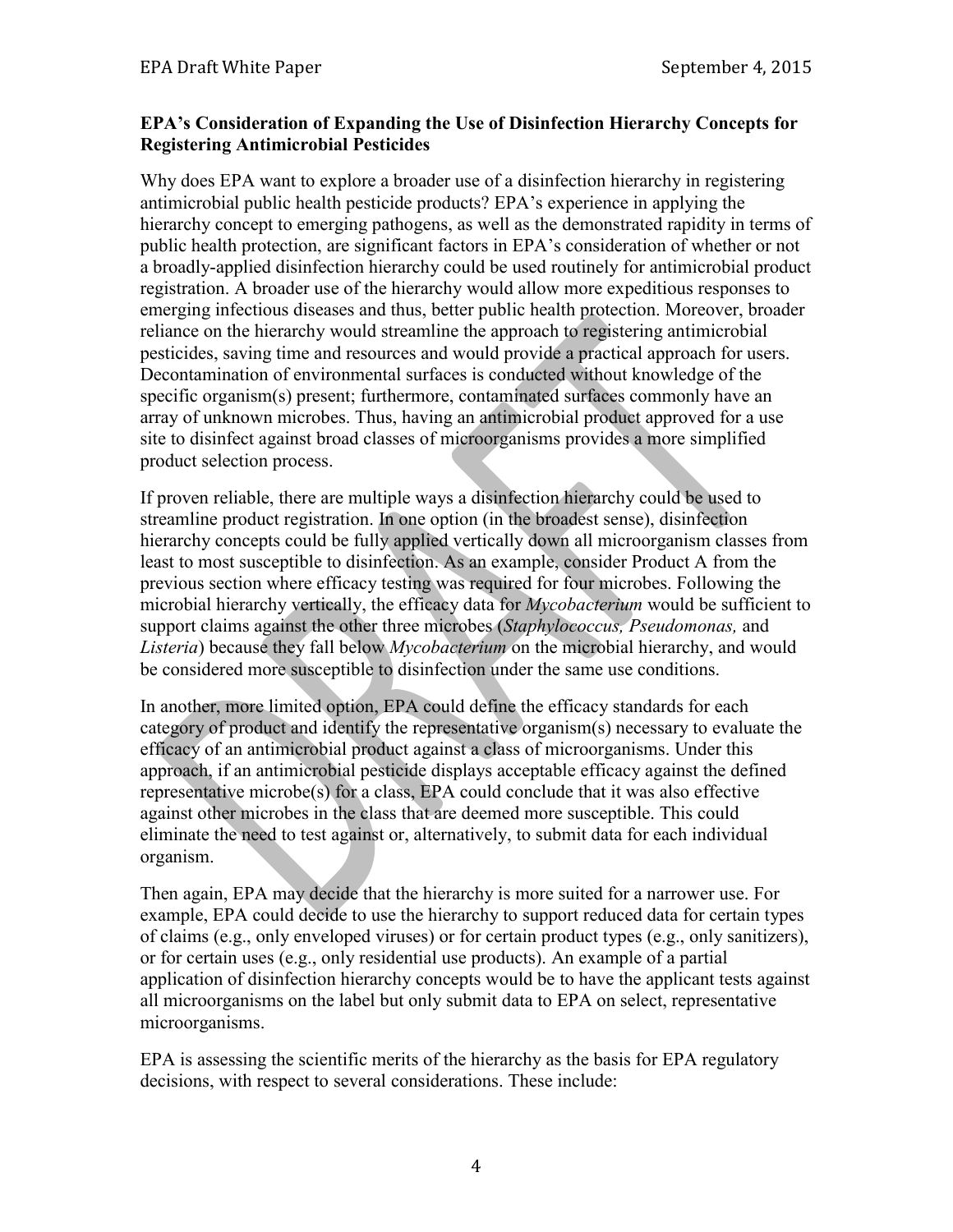**EPA's Consideration of Expanding the Use of Disinfection Hierarchy Concepts for Registering Antimicrobial Pesticides**

Why does EPA want to explore a broader use of a disinfection hierarchy in registering antimicrobial public health pesticide products? EPA's experience in applying the hierarchy concept to emerging pathogens, as well as the demonstrated rapidity in terms of public health protection, are significant factors in EPA's consideration of whether or not a broadly-applied disinfection hierarchy could be used routinely for antimicrobial product registration. A broader use of the hierarchy would allow more expeditious responses to emerging infectious diseases and thus, better public health protection. Moreover, broader reliance on the hierarchy would streamline the approach to registering antimicrobial pesticides, saving time and resources and would provide a practical approach for users. Decontamination of environmental surfaces is conducted without knowledge of the specific organism(s) present; furthermore, contaminated surfaces commonly have an array of unknown microbes. Thus, having an antimicrobial product approved for a use site to disinfect against broad classes of microorganisms provides a more simplified product selection process.

If proven reliable, there are multiple ways a disinfection hierarchy could be used to streamline product registration. In one option (in the broadest sense), disinfection hierarchy concepts could be fully applied vertically down all microorganism classes from least to most susceptible to disinfection. As an example, consider Product A from the previous section where efficacy testing was required for four microbes. Following the microbial hierarchy vertically, the efficacy data for *Mycobacterium* would be sufficient to support claims against the other three microbes (*Staphylococcus, Pseudomonas,* and *Listeria*) because they fall below *Mycobacterium* on the microbial hierarchy, and would be considered more susceptible to disinfection under the same use conditions.

In another, more limited option, EPA could define the efficacy standards for each category of product and identify the representative organism(s) necessary to evaluate the efficacy of an antimicrobial product against a class of microorganisms. Under this approach, if an antimicrobial pesticide displays acceptable efficacy against the defined representative microbe(s) for a class, EPA could conclude that it was also effective against other microbes in the class that are deemed more susceptible. This could eliminate the need to test against or, alternatively, to submit data for each individual organism.

Then again, EPA may decide that the hierarchy is more suited for a narrower use. For example, EPA could decide to use the hierarchy to support reduced data for certain types of claims (e.g., only enveloped viruses) or for certain product types (e.g., only sanitizers), or for certain uses (e.g., only residential use products). An example of a partial application of disinfection hierarchy concepts would be to have the applicant tests against all microorganisms on the label but only submit data to EPA on select, representative microorganisms.

EPA is assessing the scientific merits of the hierarchy as the basis for EPA regulatory decisions, with respect to several considerations. These include: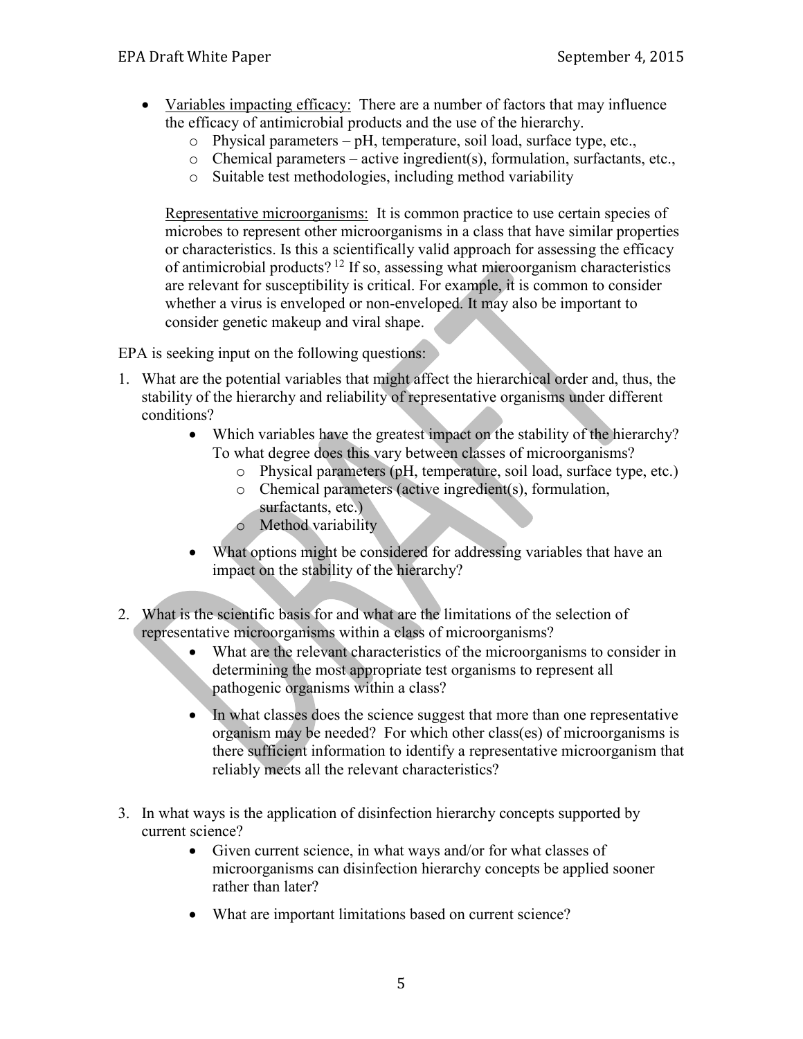- Variables impacting efficacy: There are a number of factors that may influence the efficacy of antimicrobial products and the use of the hierarchy.
  - Physical parameters – pH, temperature, soil load, surface type, etc.,
  - Chemical parameters – active ingredient(s), formulation, surfactants, etc.,
  - Suitable test methodologies, including method variability

  Representative microorganisms: It is common practice to use certain species of microbes to represent other microorganisms in a class that have similar properties or characteristics. Is this a scientifically valid approach for assessing the efficacy of antimicrobial products? [12] If so, assessing what microorganism characteristics are relevant for susceptibility is critical. For example, it is common to consider whether a virus is enveloped or non-enveloped. It may also be important to consider genetic makeup and viral shape.

EPA is seeking input on the following questions:

1. What are the potential variables that might affect the hierarchical order and, thus, the stability of the hierarchy and reliability of representative organisms under different conditions?
   - Which variables have the greatest impact on the stability of the hierarchy? To what degree does this vary between classes of microorganisms?
     - Physical parameters (pH, temperature, soil load, surface type, etc.)
     - Chemical parameters (active ingredient(s), formulation, surfactants, etc.)
     - Method variability
   - What options might be considered for addressing variables that have an impact on the stability of the hierarchy?

2. What is the scientific basis for and what are the limitations of the selection of representative microorganisms within a class of microorganisms?
   - What are the relevant characteristics of the microorganisms to consider in determining the most appropriate test organisms to represent all pathogenic organisms within a class?
   - In what classes does the science suggest that more than one representative organism may be needed? For which other class(es) of microorganisms is there sufficient information to identify a representative microorganism that reliably meets all the relevant characteristics?

3. In what ways is the application of disinfection hierarchy concepts supported by current science?
   - Given current science, in what ways and/or for what classes of microorganisms can disinfection hierarchy concepts be applied sooner rather than later?
   - What are important limitations based on current science?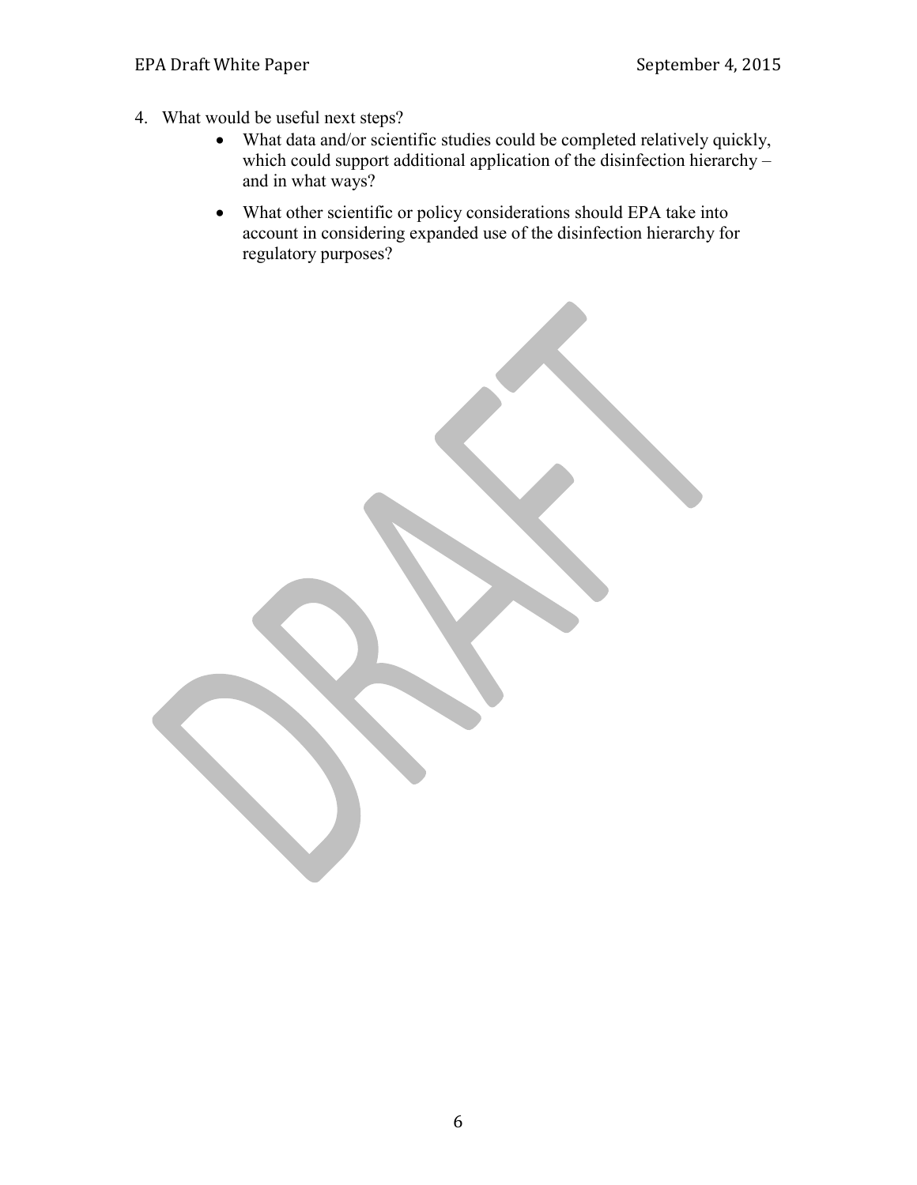4. What would be useful next steps?
    - What data and/or scientific studies could be completed relatively quickly, which could support additional application of the disinfection hierarchy – and in what ways?
    - What other scientific or policy considerations should EPA take into account in considering expanded use of the disinfection hierarchy for regulatory purposes?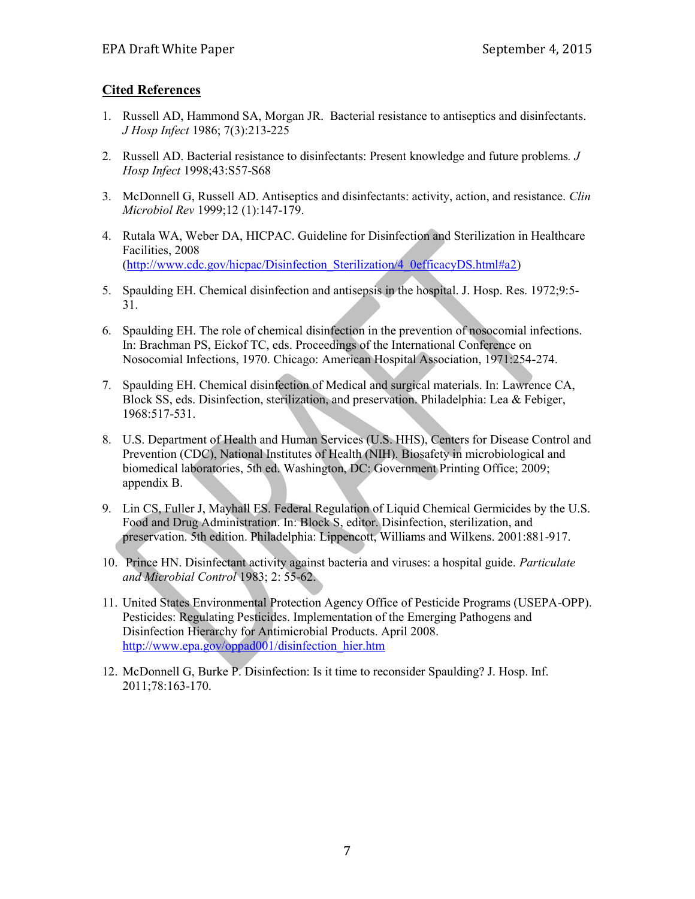## Cited References

1. Russell AD, Hammond SA, Morgan JR. Bacterial resistance to antiseptics and disinfectants. *J Hosp Infect* 1986; 7(3):213-225

2. Russell AD. Bacterial resistance to disinfectants: Present knowledge and future problems. *J Hosp Infect* 1998;43:S57-S68

3. McDonnell G, Russell AD. Antiseptics and disinfectants: activity, action, and resistance. *Clin Microbiol Rev* 1999;12 (1):147-179.

4. Rutala WA, Weber DA, HICPAC. Guideline for Disinfection and Sterilization in Healthcare Facilities, 2008 (http://www.cdc.gov/hicpac/Disinfection_Sterilization/4_0efficacyDS.html#a2)

5. Spaulding EH. Chemical disinfection and antisepsis in the hospital. J. Hosp. Res. 1972;9:5-31.

6. Spaulding EH. The role of chemical disinfection in the prevention of nosocomial infections. In: Brachman PS, Eickof TC, eds. Proceedings of the International Conference on Nosocomial Infections, 1970. Chicago: American Hospital Association, 1971:254-274.

7. Spaulding EH. Chemical disinfection of Medical and surgical materials. In: Lawrence CA, Block SS, eds. Disinfection, sterilization, and preservation. Philadelphia: Lea & Febiger, 1968:517-531.

8. U.S. Department of Health and Human Services (U.S. HHS), Centers for Disease Control and Prevention (CDC), National Institutes of Health (NIH). Biosafety in microbiological and biomedical laboratories, 5th ed. Washington, DC: Government Printing Office; 2009; appendix B.

9. Lin CS, Fuller J, Mayhall ES. Federal Regulation of Liquid Chemical Germicides by the U.S. Food and Drug Administration. In: Block S, editor. Disinfection, sterilization, and preservation. 5th edition. Philadelphia: Lippencott, Williams and Wilkens. 2001:881-917.

10. Prince HN. Disinfectant activity against bacteria and viruses: a hospital guide. *Particulate and Microbial Control* 1983; 2: 55-62.

11. United States Environmental Protection Agency Office of Pesticide Programs (USEPA-OPP). Pesticides: Regulating Pesticides. Implementation of the Emerging Pathogens and Disinfection Hierarchy for Antimicrobial Products. April 2008. http://www.epa.gov/oppad001/disinfection_hier.htm

12. McDonnell G, Burke P. Disinfection: Is it time to reconsider Spaulding? J. Hosp. Inf. 2011;78:163-170.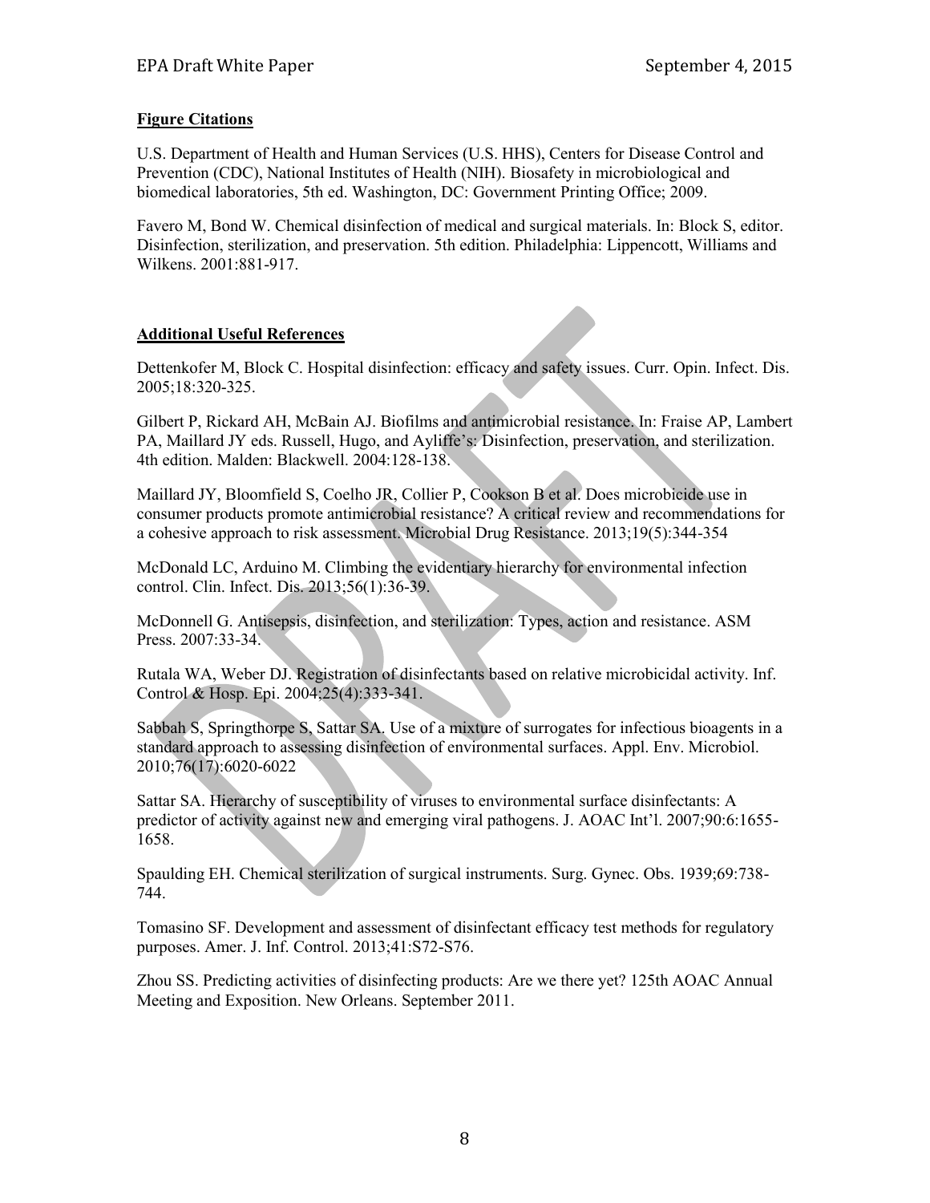**Figure Citations**

U.S. Department of Health and Human Services (U.S. HHS), Centers for Disease Control and Prevention (CDC), National Institutes of Health (NIH). Biosafety in microbiological and biomedical laboratories, 5th ed. Washington, DC: Government Printing Office; 2009.

Favero M, Bond W. Chemical disinfection of medical and surgical materials. In: Block S, editor. Disinfection, sterilization, and preservation. 5th edition. Philadelphia: Lippencott, Williams and Wilkens. 2001:881-917.

**Additional Useful References**

Dettenkofer M, Block C. Hospital disinfection: efficacy and safety issues. Curr. Opin. Infect. Dis. 2005;18:320-325.

Gilbert P, Rickard AH, McBain AJ. Biofilms and antimicrobial resistance. In: Fraise AP, Lambert PA, Maillard JY eds. Russell, Hugo, and Ayliffe's: Disinfection, preservation, and sterilization. 4th edition. Malden: Blackwell. 2004:128-138.

Maillard JY, Bloomfield S, Coelho JR, Collier P, Cookson B et al. Does microbicide use in consumer products promote antimicrobial resistance? A critical review and recommendations for a cohesive approach to risk assessment. Microbial Drug Resistance. 2013;19(5):344-354

McDonald LC, Arduino M. Climbing the evidentiary hierarchy for environmental infection control. Clin. Infect. Dis. 2013;56(1):36-39.

McDonnell G. Antisepsis, disinfection, and sterilization: Types, action and resistance. ASM Press. 2007:33-34.

Rutala WA, Weber DJ. Registration of disinfectants based on relative microbicidal activity. Inf. Control & Hosp. Epi. 2004;25(4):333-341.

Sabbah S, Springthorpe S, Sattar SA. Use of a mixture of surrogates for infectious bioagents in a standard approach to assessing disinfection of environmental surfaces. Appl. Env. Microbiol. 2010;76(17):6020-6022

Sattar SA. Hierarchy of susceptibility of viruses to environmental surface disinfectants: A predictor of activity against new and emerging viral pathogens. J. AOAC Int'l. 2007;90:6:1655-1658.

Spaulding EH. Chemical sterilization of surgical instruments. Surg. Gynec. Obs. 1939;69:738-744.

Tomasino SF. Development and assessment of disinfectant efficacy test methods for regulatory purposes. Amer. J. Inf. Control. 2013;41:S72-S76.

Zhou SS. Predicting activities of disinfecting products: Are we there yet? 125th AOAC Annual Meeting and Exposition. New Orleans. September 2011.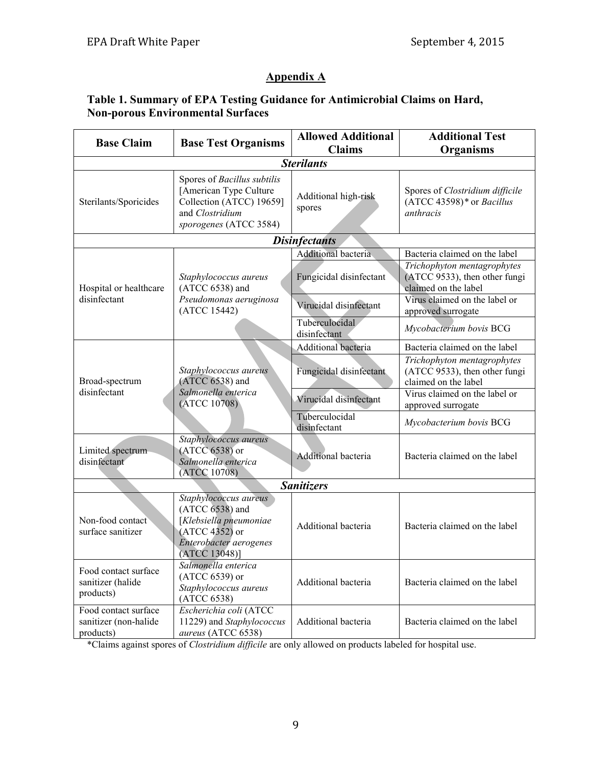## Appendix A

### Table 1. Summary of EPA Testing Guidance for Antimicrobial Claims on Hard, Non-porous Environmental Surfaces

| Base Claim | Base Test Organisms | Allowed Additional Claims | Additional Test Organisms |
|---|---|---|---|
| ***Sterilants*** | | | |
| Sterilants/Sporicides | Spores of *Bacillus subtilis* [American Type Culture Collection (ATCC) 19659] and *Clostridium sporogenes* (ATCC 3584) | Additional high-risk spores | Spores of *Clostridium difficile* (ATCC 43598)* or *Bacillus anthracis* |
| ***Disinfectants*** | | | |
| Hospital or healthcare disinfectant | *Staphylococcus aureus* (ATCC 6538) and *Pseudomonas aeruginosa* (ATCC 15442) | Additional bacteria | Bacteria claimed on the label |
| | | Fungicidal disinfectant | *Trichophyton mentagrophytes* (ATCC 9533), then other fungi claimed on the label |
| | | Virucidal disinfectant | Virus claimed on the label or approved surrogate |
| | | Tuberculocidal disinfectant | *Mycobacterium bovis* BCG |
| Broad-spectrum disinfectant | *Staphylococcus aureus* (ATCC 6538) and *Salmonella enterica* (ATCC 10708) | Additional bacteria | Bacteria claimed on the label |
| | | Fungicidal disinfectant | *Trichophyton mentagrophytes* (ATCC 9533), then other fungi claimed on the label |
| | | Virucidal disinfectant | Virus claimed on the label or approved surrogate |
| | | Tuberculocidal disinfectant | *Mycobacterium bovis* BCG |
| Limited spectrum disinfectant | *Staphylococcus aureus* (ATCC 6538) or *Salmonella enterica* (ATCC 10708) | Additional bacteria | Bacteria claimed on the label |
| ***Sanitizers*** | | | |
| Non-food contact surface sanitizer | *Staphylococcus aureus* (ATCC 6538) and [*Klebsiella pneumoniae* (ATCC 4352) or *Enterobacter aerogenes* (ATCC 13048)] | Additional bacteria | Bacteria claimed on the label |
| Food contact surface sanitizer (halide products) | *Salmonella enterica* (ATCC 6539) or *Staphylococcus aureus* (ATCC 6538) | Additional bacteria | Bacteria claimed on the label |
| Food contact surface sanitizer (non-halide products) | *Escherichia coli* (ATCC 11229) and *Staphylococcus aureus* (ATCC 6538) | Additional bacteria | Bacteria claimed on the label |

*Claims against spores of *Clostridium difficile* are only allowed on products labeled for hospital use.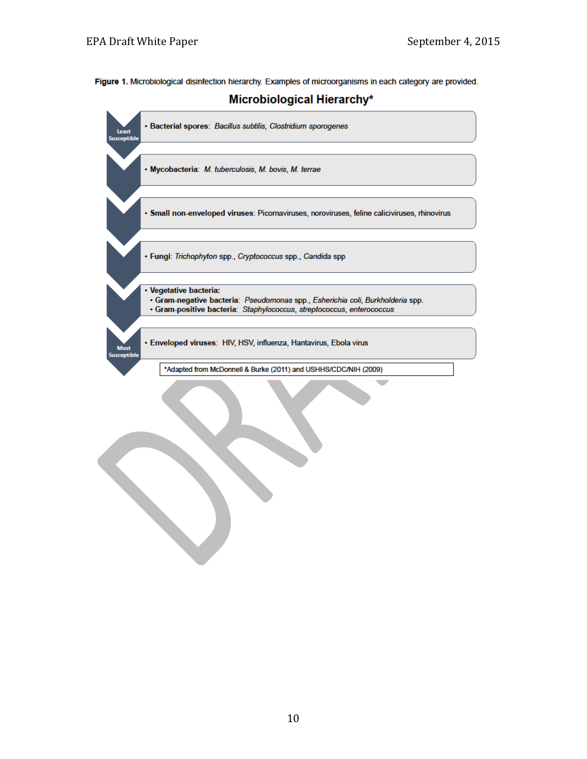**Figure 1.** Microbiological disinfection hierarchy. Examples of microorganisms in each category are provided.

## Microbiological Hierarchy*

Least Susceptible

- **Bacterial spores**: *Bacillus subtilis*, *Clostridium sporogenes*
- **Mycobacteria**: *M. tuberculosis*, *M. bovis*, *M. terrae*
- **Small non-enveloped viruses**: Picornaviruses, noroviruses, feline caliciviruses, rhinovirus
- **Fungi**: *Trichophyton* spp., *Cryptococcus* spp., *Candida* spp
- **Vegetative bacteria:**
  - **Gram-negative bacteria**: *Pseudomonas* spp., *Esherichia coli*, *Burkholderia* spp.
  - **Gram-positive bacteria**: *Staphylococcus*, *streptococcus*, *enterococcus*
- **Enveloped viruses**: HIV, HSV, influenza, Hantavirus, Ebola virus

Most Susceptible

*Adapted from McDonnell & Burke (2011) and USHHS/CDC/NIH (2009)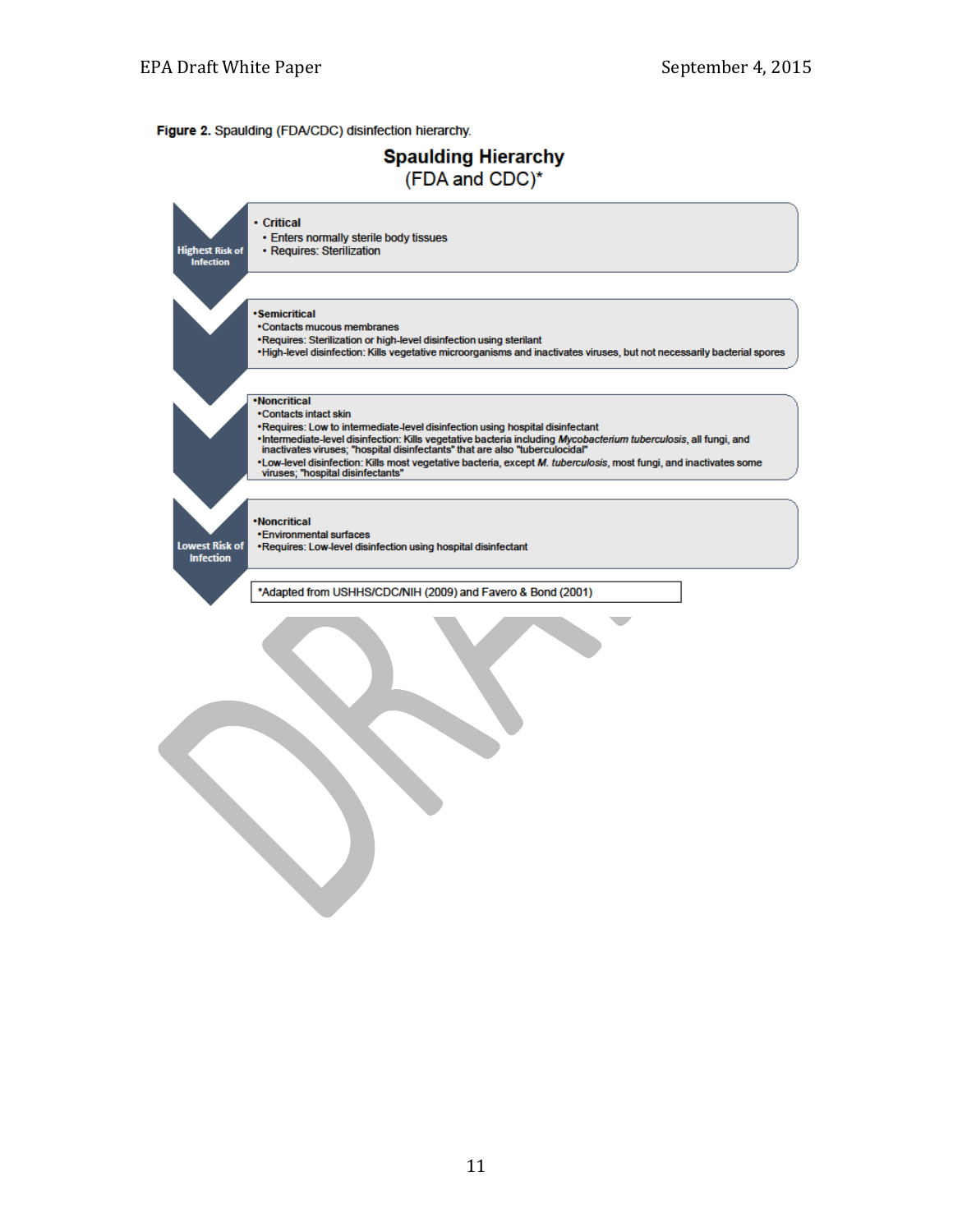**Figure 2.** Spaulding (FDA/CDC) disinfection hierarchy.

## Spaulding Hierarchy
(FDA and CDC)*

Highest Risk of Infection

- **Critical**
  - Enters normally sterile body tissues
  - Requires: Sterilization

- **Semicritical**
  - Contacts mucous membranes
  - Requires: Sterilization or high-level disinfection using sterilant
  - High-level disinfection: Kills vegetative microorganisms and inactivates viruses, but not necessarily bacterial spores

- **Noncritical**
  - Contacts intact skin
  - Requires: Low to intermediate-level disinfection using hospital disinfectant
  - Intermediate-level disinfection: Kills vegetative bacteria including *Mycobacterium tuberculosis*, all fungi, and inactivates viruses; "hospital disinfectants" that are also "tuberculocidal"
  - Low-level disinfection: Kills most vegetative bacteria, except *M. tuberculosis*, most fungi, and inactivates some viruses; "hospital disinfectants"

- **Noncritical**
  - Environmental surfaces
  - Requires: Low-level disinfection using hospital disinfectant

Lowest Risk of Infection

*Adapted from USHHS/CDC/NIH (2009) and Favero & Bond (2001)